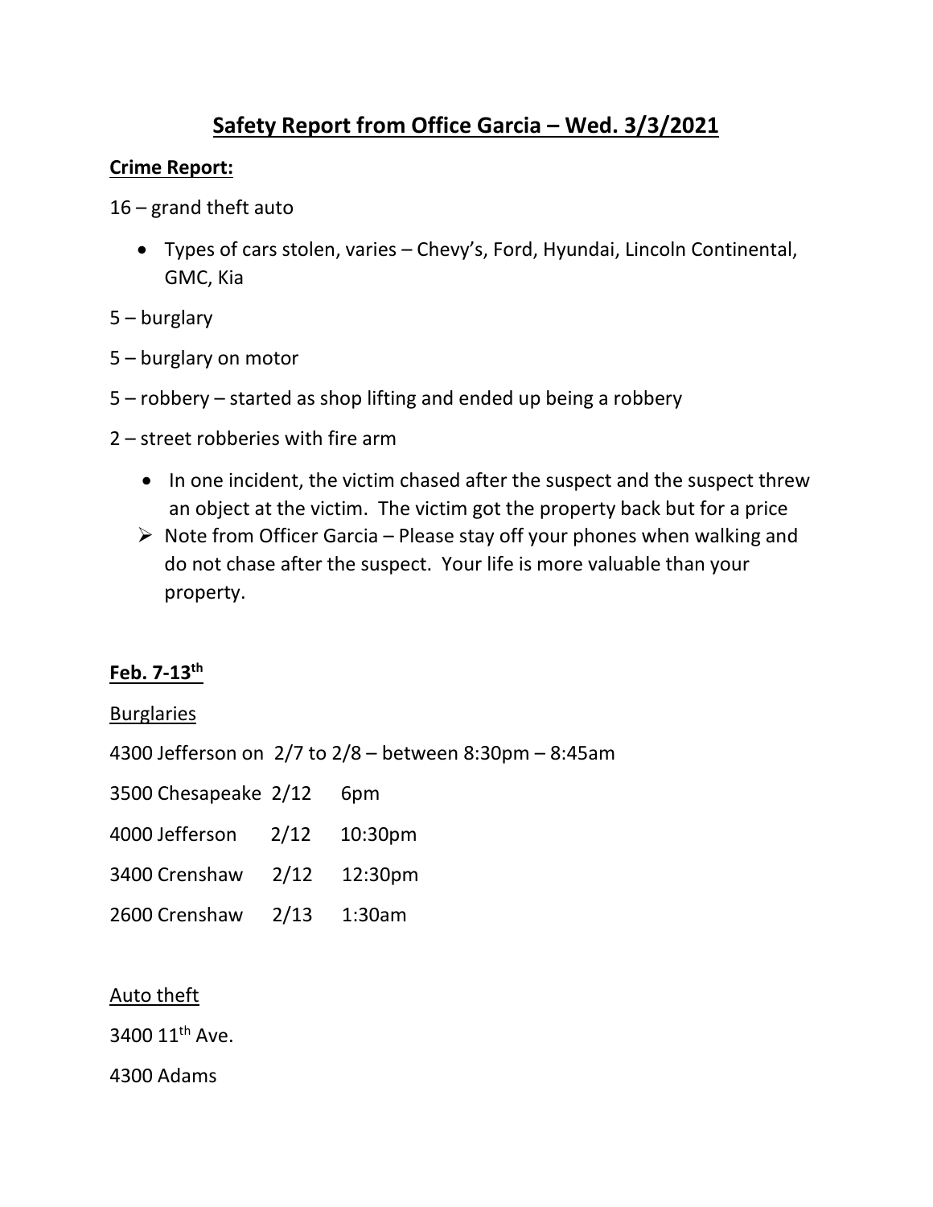# Safety Report from Office Garcia – Wed. 3/3/2021

**Crime Report:**

16 – grand theft auto

- Types of cars stolen, varies – Chevy's, Ford, Hyundai, Lincoln Continental, GMC, Kia

5 – burglary

5 – burglary on motor

5 – robbery – started as shop lifting and ended up being a robbery

2 – street robberies with fire arm

- In one incident, the victim chased after the suspect and the suspect threw an object at the victim. The victim got the property back but for a price

➢ Note from Officer Garcia – Please stay off your phones when walking and do not chase after the suspect. Your life is more valuable than your property.

**Feb. 7-13th**

Burglaries

4300 Jefferson on 2/7 to 2/8 – between 8:30pm – 8:45am

3500 Chesapeake 2/12 6pm

4000 Jefferson 2/12 10:30pm

3400 Crenshaw 2/12 12:30pm

2600 Crenshaw 2/13 1:30am

Auto theft

3400 11th Ave.

4300 Adams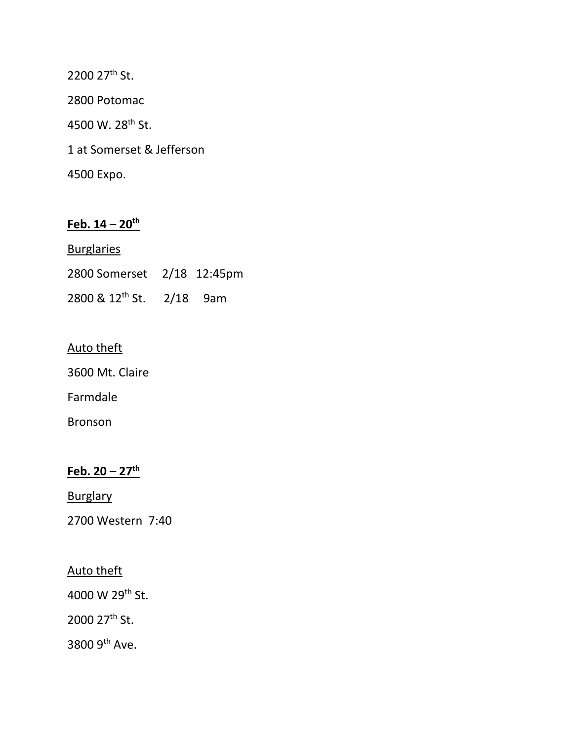2200 27th St.

2800 Potomac

4500 W. 28th St.

1 at Somerset & Jefferson

4500 Expo.

**<u>Feb. 14 – 20th</u>**

<u>Burglaries</u>

2800 Somerset 2/18 12:45pm

2800 & 12th St. 2/18 9am

<u>Auto theft</u>

3600 Mt. Claire

Farmdale

Bronson

**<u>Feb. 20 – 27th</u>**

<u>Burglary</u>

2700 Western 7:40

<u>Auto theft</u>

4000 W 29th St.

2000 27th St.

3800 9th Ave.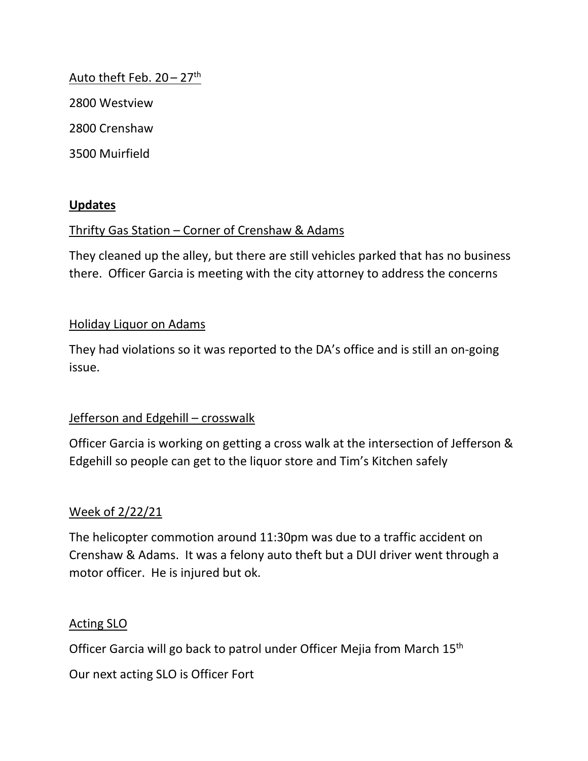Auto theft Feb. 20 – 27th

2800 Westview

2800 Crenshaw

3500 Muirfield

**Updates**

Thrifty Gas Station – Corner of Crenshaw & Adams

They cleaned up the alley, but there are still vehicles parked that has no business there. Officer Garcia is meeting with the city attorney to address the concerns

Holiday Liquor on Adams

They had violations so it was reported to the DA's office and is still an on-going issue.

Jefferson and Edgehill – crosswalk

Officer Garcia is working on getting a cross walk at the intersection of Jefferson & Edgehill so people can get to the liquor store and Tim's Kitchen safely

Week of 2/22/21

The helicopter commotion around 11:30pm was due to a traffic accident on Crenshaw & Adams. It was a felony auto theft but a DUI driver went through a motor officer. He is injured but ok.

Acting SLO

Officer Garcia will go back to patrol under Officer Mejia from March 15th

Our next acting SLO is Officer Fort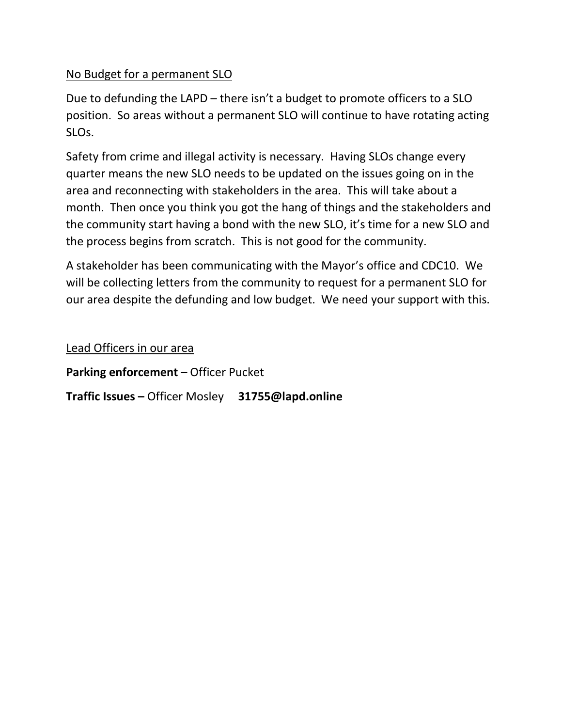<u>No Budget for a permanent SLO</u>

Due to defunding the LAPD – there isn't a budget to promote officers to a SLO position. So areas without a permanent SLO will continue to have rotating acting SLOs.

Safety from crime and illegal activity is necessary. Having SLOs change every quarter means the new SLO needs to be updated on the issues going on in the area and reconnecting with stakeholders in the area. This will take about a month. Then once you think you got the hang of things and the stakeholders and the community start having a bond with the new SLO, it's time for a new SLO and the process begins from scratch. This is not good for the community.

A stakeholder has been communicating with the Mayor's office and CDC10. We will be collecting letters from the community to request for a permanent SLO for our area despite the defunding and low budget. We need your support with this.

<u>Lead Officers in our area</u>

**Parking enforcement –** Officer Pucket

**Traffic Issues –** Officer Mosley **31755@lapd.online**